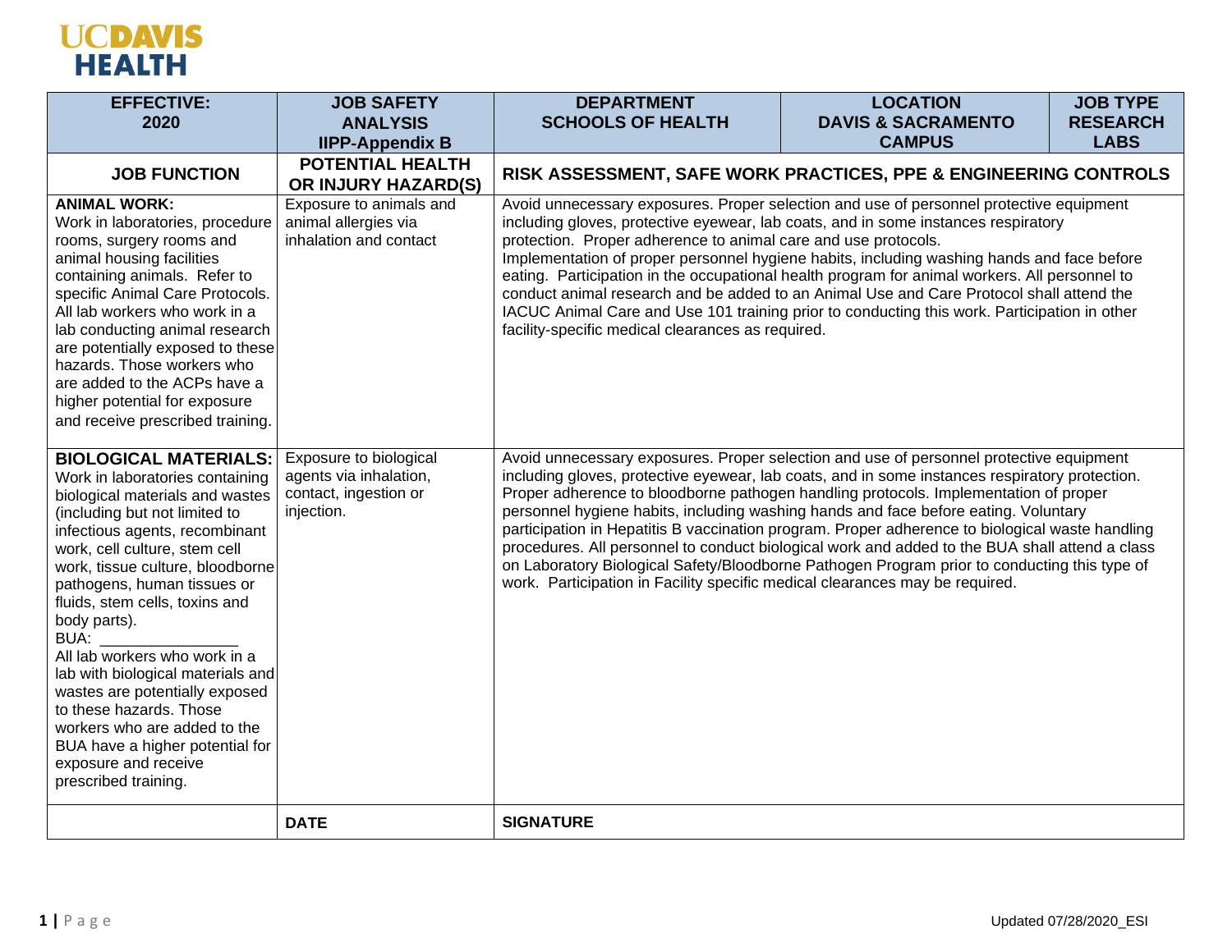**UCDAVIS HEALTH**

| EFFECTIVE: 2020 | JOB SAFETY ANALYSIS IIPP-Appendix B | DEPARTMENT SCHOOLS OF HEALTH | LOCATION DAVIS & SACRAMENTO CAMPUS | JOB TYPE RESEARCH LABS |
|---|---|---|---|---|
| **JOB FUNCTION** | **POTENTIAL HEALTH OR INJURY HAZARD(S)** | **RISK ASSESSMENT, SAFE WORK PRACTICES, PPE & ENGINEERING CONTROLS** | | |
| **ANIMAL WORK:** Work in laboratories, procedure rooms, surgery rooms and animal housing facilities containing animals. Refer to specific Animal Care Protocols. All lab workers who work in a lab conducting animal research are potentially exposed to these hazards. Those workers who are added to the ACPs have a higher potential for exposure and receive prescribed training. | Exposure to animals and animal allergies via inhalation and contact | Avoid unnecessary exposures. Proper selection and use of personnel protective equipment including gloves, protective eyewear, lab coats, and in some instances respiratory protection. Proper adherence to animal care and use protocols. Implementation of proper personnel hygiene habits, including washing hands and face before eating. Participation in the occupational health program for animal workers. All personnel to conduct animal research and be added to an Animal Use and Care Protocol shall attend the IACUC Animal Care and Use 101 training prior to conducting this work. Participation in other facility-specific medical clearances as required. | | |
| **BIOLOGICAL MATERIALS:** Work in laboratories containing biological materials and wastes (including but not limited to infectious agents, recombinant work, cell culture, stem cell work, tissue culture, bloodborne pathogens, human tissues or fluids, stem cells, toxins and body parts). BUA: _______________ All lab workers who work in a lab with biological materials and wastes are potentially exposed to these hazards. Those workers who are added to the BUA have a higher potential for exposure and receive prescribed training. | Exposure to biological agents via inhalation, contact, ingestion or injection. | Avoid unnecessary exposures. Proper selection and use of personnel protective equipment including gloves, protective eyewear, lab coats, and in some instances respiratory protection. Proper adherence to bloodborne pathogen handling protocols. Implementation of proper personnel hygiene habits, including washing hands and face before eating. Voluntary participation in Hepatitis B vaccination program. Proper adherence to biological waste handling procedures. All personnel to conduct biological work and added to the BUA shall attend a class on Laboratory Biological Safety/Bloodborne Pathogen Program prior to conducting this type of work. Participation in Facility specific medical clearances may be required. | | |
| | **DATE** | **SIGNATURE** | | |

Updated 07/28/2020_ESI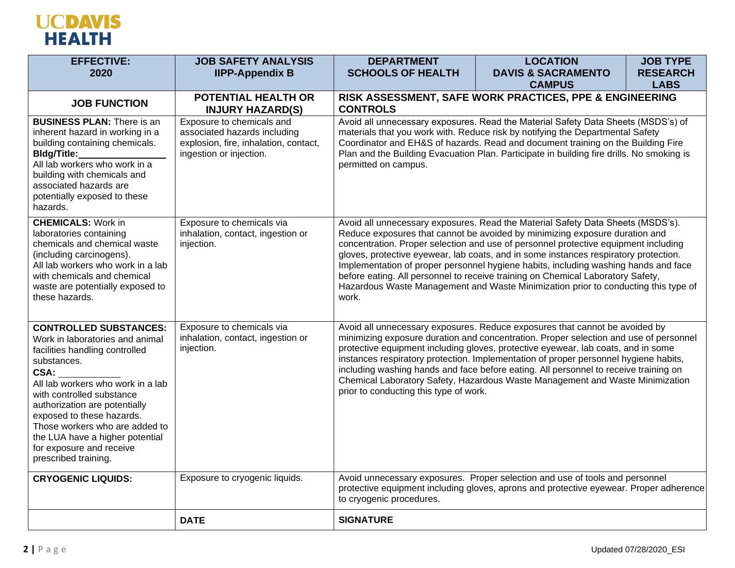**UCDAVIS HEALTH**

| EFFECTIVE: 2020 | JOB SAFETY ANALYSIS IIPP-Appendix B | DEPARTMENT SCHOOLS OF HEALTH | LOCATION DAVIS & SACRAMENTO CAMPUS | JOB TYPE RESEARCH LABS |
|---|---|---|---|---|
| **JOB FUNCTION** | **POTENTIAL HEALTH OR INJURY HAZARD(S)** | **RISK ASSESSMENT, SAFE WORK PRACTICES, PPE & ENGINEERING CONTROLS** | | |
| **BUSINESS PLAN:** There is an inherent hazard in working in a building containing chemicals. **Bldg/Title:________________** All lab workers who work in a building with chemicals and associated hazards are potentially exposed to these hazards. | Exposure to chemicals and associated hazards including explosion, fire, inhalation, contact, ingestion or injection. | Avoid all unnecessary exposures. Read the Material Safety Data Sheets (MSDS's) of materials that you work with. Reduce risk by notifying the Departmental Safety Coordinator and EH&S of hazards. Read and document training on the Building Fire Plan and the Building Evacuation Plan. Participate in building fire drills. No smoking is permitted on campus. | | |
| **CHEMICALS:** Work in laboratories containing chemicals and chemical waste (including carcinogens). All lab workers who work in a lab with chemicals and chemical waste are potentially exposed to these hazards. | Exposure to chemicals via inhalation, contact, ingestion or injection. | Avoid all unnecessary exposures. Read the Material Safety Data Sheets (MSDS's). Reduce exposures that cannot be avoided by minimizing exposure duration and concentration. Proper selection and use of personnel protective equipment including gloves, protective eyewear, lab coats, and in some instances respiratory protection. Implementation of proper personnel hygiene habits, including washing hands and face before eating. All personnel to receive training on Chemical Laboratory Safety, Hazardous Waste Management and Waste Minimization prior to conducting this type of work. | | |
| **CONTROLLED SUBSTANCES:** Work in laboratories and animal facilities handling controlled substances. **CSA:____________** All lab workers who work in a lab with controlled substance authorization are potentially exposed to these hazards. Those workers who are added to the LUA have a higher potential for exposure and receive prescribed training. | Exposure to chemicals via inhalation, contact, ingestion or injection. | Avoid all unnecessary exposures. Reduce exposures that cannot be avoided by minimizing exposure duration and concentration. Proper selection and use of personnel protective equipment including gloves, protective eyewear, lab coats, and in some instances respiratory protection. Implementation of proper personnel hygiene habits, including washing hands and face before eating. All personnel to receive training on Chemical Laboratory Safety, Hazardous Waste Management and Waste Minimization prior to conducting this type of work. | | |
| **CRYOGENIC LIQUIDS:** | Exposure to cryogenic liquids. | Avoid unnecessary exposures. Proper selection and use of tools and personnel protective equipment including gloves, aprons and protective eyewear. Proper adherence to cryogenic procedures. | | |
| | **DATE** | **SIGNATURE** | | |

Updated 07/28/2020_ESI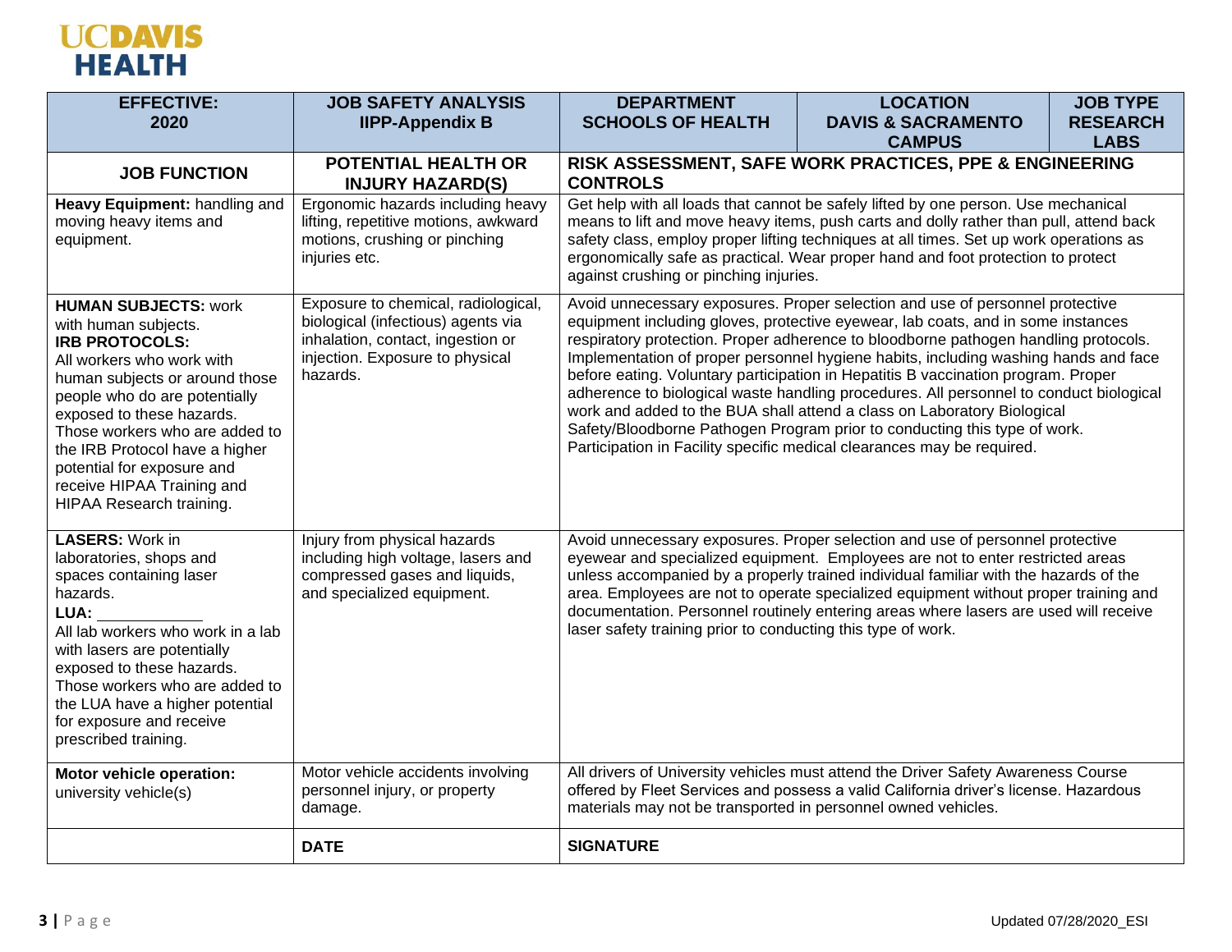**UCDAVIS HEALTH**

| EFFECTIVE: 2020 | JOB SAFETY ANALYSIS IIPP-Appendix B | DEPARTMENT SCHOOLS OF HEALTH | LOCATION DAVIS & SACRAMENTO CAMPUS | JOB TYPE RESEARCH LABS |
|---|---|---|---|---|
| **JOB FUNCTION** | **POTENTIAL HEALTH OR INJURY HAZARD(S)** | **RISK ASSESSMENT, SAFE WORK PRACTICES, PPE & ENGINEERING CONTROLS** | | |
| **Heavy Equipment:** handling and moving heavy items and equipment. | Ergonomic hazards including heavy lifting, repetitive motions, awkward motions, crushing or pinching injuries etc. | Get help with all loads that cannot be safely lifted by one person. Use mechanical means to lift and move heavy items, push carts and dolly rather than pull, attend back safety class, employ proper lifting techniques at all times. Set up work operations as ergonomically safe as practical. Wear proper hand and foot protection to protect against crushing or pinching injuries. | | |
| **HUMAN SUBJECTS:** work with human subjects. **IRB PROTOCOLS:** All workers who work with human subjects or around those people who do are potentially exposed to these hazards. Those workers who are added to the IRB Protocol have a higher potential for exposure and receive HIPAA Training and HIPAA Research training. | Exposure to chemical, radiological, biological (infectious) agents via inhalation, contact, ingestion or injection. Exposure to physical hazards. | Avoid unnecessary exposures. Proper selection and use of personnel protective equipment including gloves, protective eyewear, lab coats, and in some instances respiratory protection. Proper adherence to bloodborne pathogen handling protocols. Implementation of proper personnel hygiene habits, including washing hands and face before eating. Voluntary participation in Hepatitis B vaccination program. Proper adherence to biological waste handling procedures. All personnel to conduct biological work and added to the BUA shall attend a class on Laboratory Biological Safety/Bloodborne Pathogen Program prior to conducting this type of work. Participation in Facility specific medical clearances may be required. | | |
| **LASERS:** Work in laboratories, shops and spaces containing laser hazards. **LUA:** ____________ All lab workers who work in a lab with lasers are potentially exposed to these hazards. Those workers who are added to the LUA have a higher potential for exposure and receive prescribed training. | Injury from physical hazards including high voltage, lasers and compressed gases and liquids, and specialized equipment. | Avoid unnecessary exposures. Proper selection and use of personnel protective eyewear and specialized equipment. Employees are not to enter restricted areas unless accompanied by a properly trained individual familiar with the hazards of the area. Employees are not to operate specialized equipment without proper training and documentation. Personnel routinely entering areas where lasers are used will receive laser safety training prior to conducting this type of work. | | |
| **Motor vehicle operation:** university vehicle(s) | Motor vehicle accidents involving personnel injury, or property damage. | All drivers of University vehicles must attend the Driver Safety Awareness Course offered by Fleet Services and possess a valid California driver's license. Hazardous materials may not be transported in personnel owned vehicles. | | |
| | **DATE** | **SIGNATURE** | | |

Updated 07/28/2020_ESI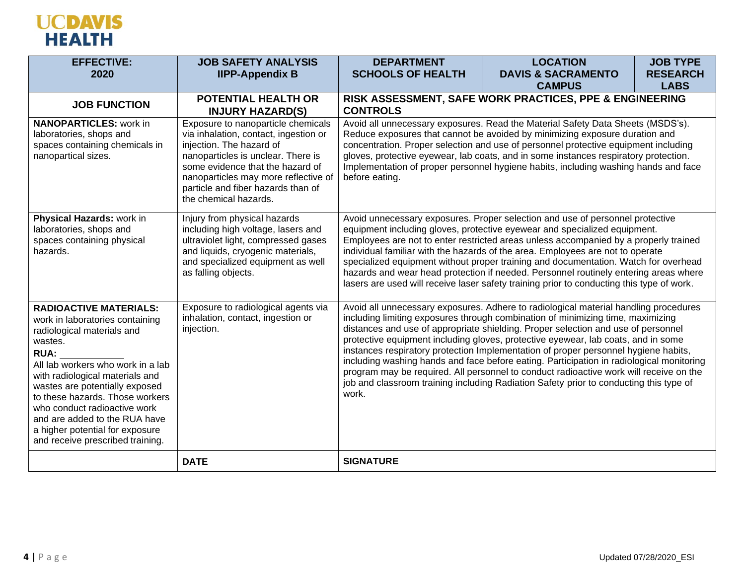UCDAVIS HEALTH

| EFFECTIVE: 2020 | JOB SAFETY ANALYSIS IIPP-Appendix B | DEPARTMENT SCHOOLS OF HEALTH | LOCATION DAVIS & SACRAMENTO CAMPUS | JOB TYPE RESEARCH LABS |
|---|---|---|---|---|
| **JOB FUNCTION** | **POTENTIAL HEALTH OR INJURY HAZARD(S)** | **RISK ASSESSMENT, SAFE WORK PRACTICES, PPE & ENGINEERING CONTROLS** | | |
| **NANOPARTICLES:** work in laboratories, shops and spaces containing chemicals in nanopartical sizes. | Exposure to nanoparticle chemicals via inhalation, contact, ingestion or injection. The hazard of nanoparticles is unclear. There is some evidence that the hazard of nanoparticles may more reflective of particle and fiber hazards than of the chemical hazards. | Avoid all unnecessary exposures. Read the Material Safety Data Sheets (MSDS's). Reduce exposures that cannot be avoided by minimizing exposure duration and concentration. Proper selection and use of personnel protective equipment including gloves, protective eyewear, lab coats, and in some instances respiratory protection. Implementation of proper personnel hygiene habits, including washing hands and face before eating. | | |
| **Physical Hazards:** work in laboratories, shops and spaces containing physical hazards. | Injury from physical hazards including high voltage, lasers and ultraviolet light, compressed gases and liquids, cryogenic materials, and specialized equipment as well as falling objects. | Avoid unnecessary exposures. Proper selection and use of personnel protective equipment including gloves, protective eyewear and specialized equipment. Employees are not to enter restricted areas unless accompanied by a properly trained individual familiar with the hazards of the area. Employees are not to operate specialized equipment without proper training and documentation. Watch for overhead hazards and wear head protection if needed. Personnel routinely entering areas where lasers are used will receive laser safety training prior to conducting this type of work. | | |
| **RADIOACTIVE MATERIALS:** work in laboratories containing radiological materials and wastes.<br>**RUA:** ___________<br>All lab workers who work in a lab with radiological materials and wastes are potentially exposed to these hazards. Those workers who conduct radioactive work and are added to the RUA have a higher potential for exposure and receive prescribed training. | Exposure to radiological agents via inhalation, contact, ingestion or injection. | Avoid all unnecessary exposures. Adhere to radiological material handling procedures including limiting exposures through combination of minimizing time, maximizing distances and use of appropriate shielding. Proper selection and use of personnel protective equipment including gloves, protective eyewear, lab coats, and in some instances respiratory protection Implementation of proper personnel hygiene habits, including washing hands and face before eating. Participation in radiological monitoring program may be required. All personnel to conduct radioactive work will receive on the job and classroom training including Radiation Safety prior to conducting this type of work. | | |
| | **DATE** | **SIGNATURE** | | |

Updated 07/28/2020_ESI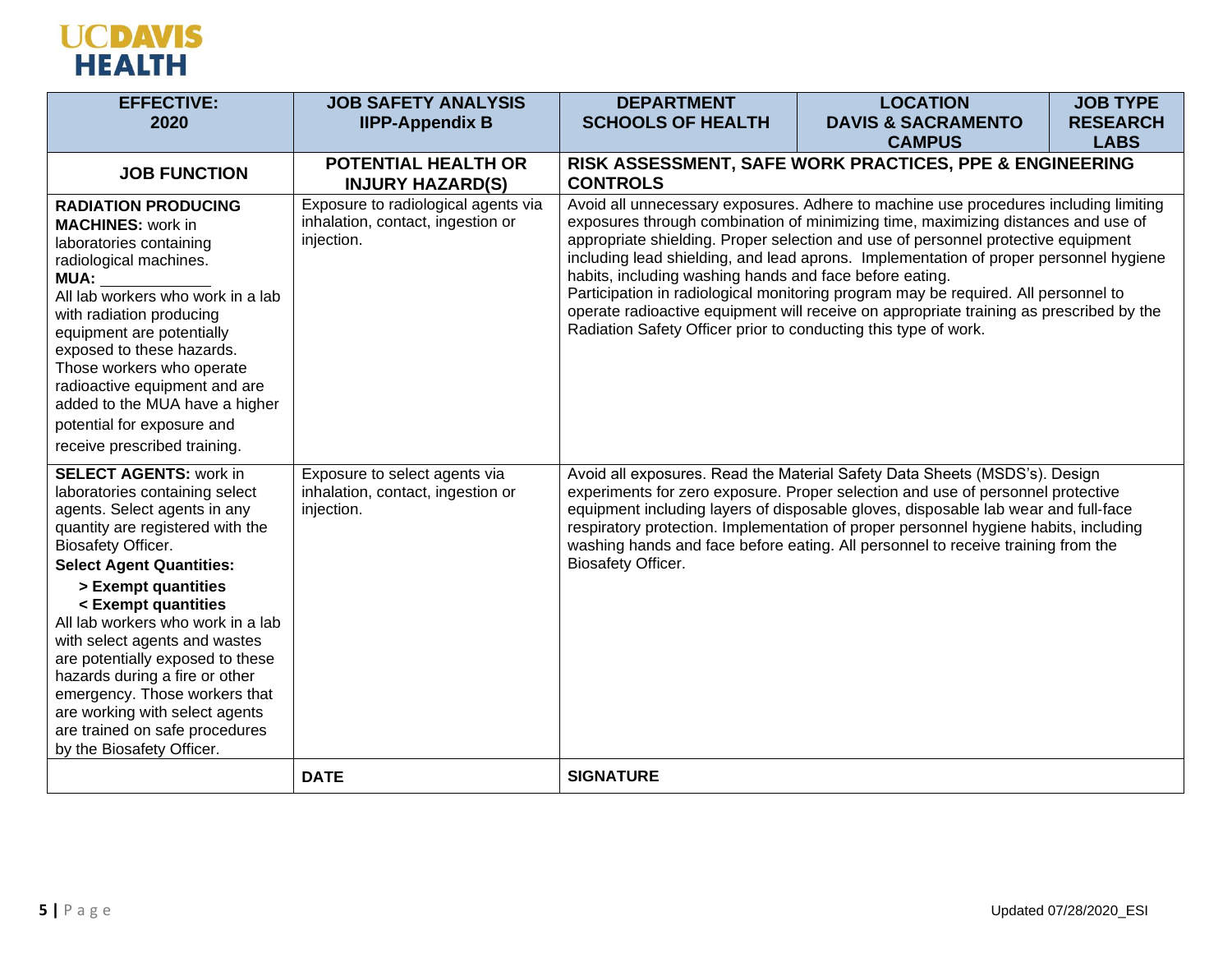**UCDAVIS HEALTH**

| EFFECTIVE: 2020 | JOB SAFETY ANALYSIS IIPP-Appendix B | DEPARTMENT SCHOOLS OF HEALTH | LOCATION DAVIS & SACRAMENTO CAMPUS | JOB TYPE RESEARCH LABS |
|---|---|---|---|---|
| **JOB FUNCTION** | **POTENTIAL HEALTH OR INJURY HAZARD(S)** | **RISK ASSESSMENT, SAFE WORK PRACTICES, PPE & ENGINEERING CONTROLS** | | |
| **RADIATION PRODUCING MACHINES:** work in laboratories containing radiological machines. **MUA:** ____________ All lab workers who work in a lab with radiation producing equipment are potentially exposed to these hazards. Those workers who operate radioactive equipment and are added to the MUA have a higher potential for exposure and receive prescribed training. | Exposure to radiological agents via inhalation, contact, ingestion or injection. | Avoid all unnecessary exposures. Adhere to machine use procedures including limiting exposures through combination of minimizing time, maximizing distances and use of appropriate shielding. Proper selection and use of personnel protective equipment including lead shielding, and lead aprons. Implementation of proper personnel hygiene habits, including washing hands and face before eating. Participation in radiological monitoring program may be required. All personnel to operate radioactive equipment will receive on appropriate training as prescribed by the Radiation Safety Officer prior to conducting this type of work. | | |
| **SELECT AGENTS:** work in laboratories containing select agents. Select agents in any quantity are registered with the Biosafety Officer. **Select Agent Quantities:** **> Exempt quantities** **< Exempt quantities** All lab workers who work in a lab with select agents and wastes are potentially exposed to these hazards during a fire or other emergency. Those workers that are working with select agents are trained on safe procedures by the Biosafety Officer. | Exposure to select agents via inhalation, contact, ingestion or injection. | Avoid all exposures. Read the Material Safety Data Sheets (MSDS's). Design experiments for zero exposure. Proper selection and use of personnel protective equipment including layers of disposable gloves, disposable lab wear and full-face respiratory protection. Implementation of proper personnel hygiene habits, including washing hands and face before eating. All personnel to receive training from the Biosafety Officer. | | |
| | **DATE** | **SIGNATURE** | | |

Updated 07/28/2020_ESI